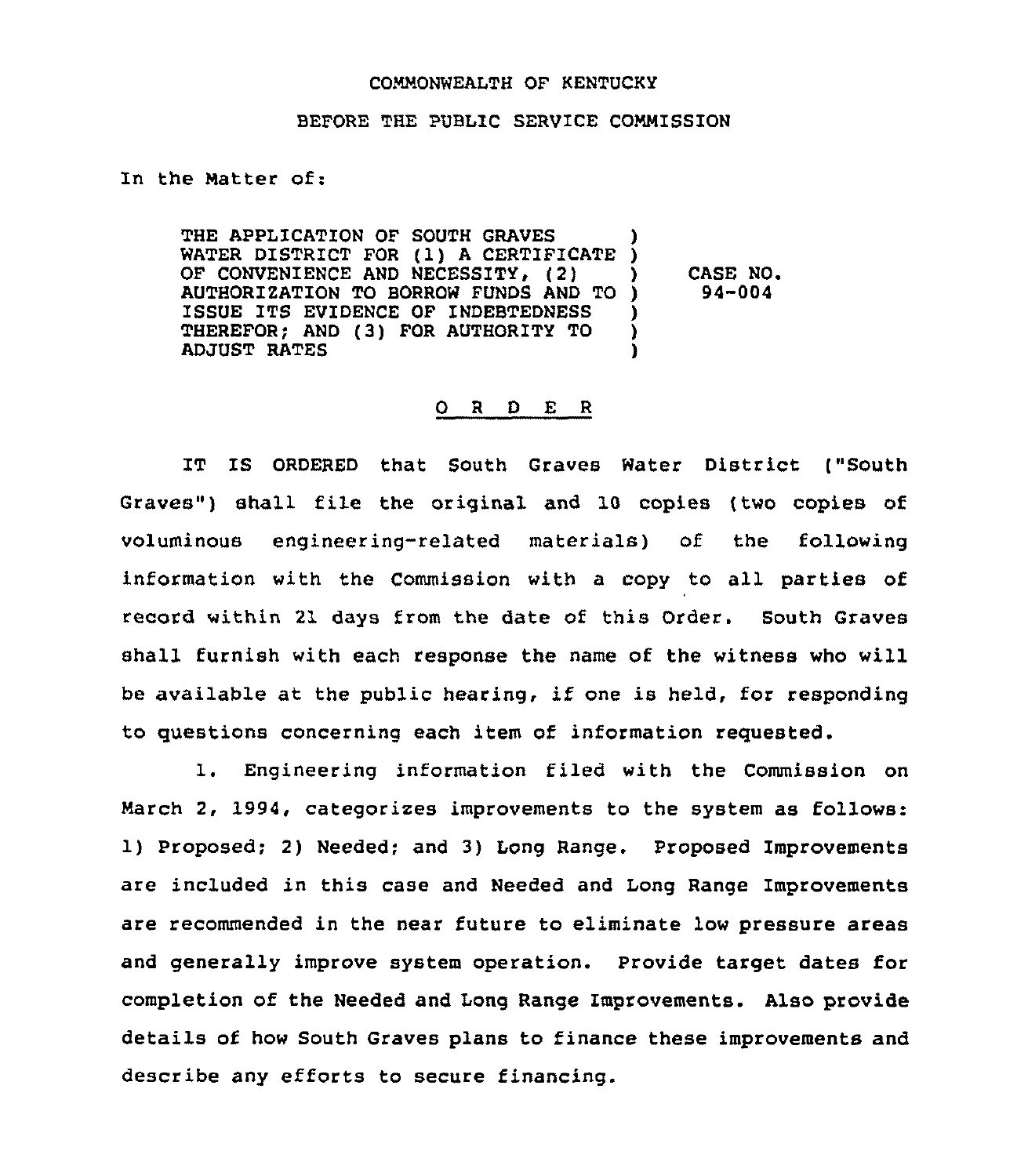COMMONWEALTH OF KENTUCKY

BEFORE THE PUBLIC SERVICE COMMISSION

In the Matter of:

| | | |
|---|---|---|
| THE APPLICATION OF SOUTH GRAVES WATER DISTRICT FOR (1) A CERTIFICATE OF CONVENIENCE AND NECESSITY, (2) AUTHORIZATION TO BORROW FUNDS AND TO ISSUE ITS EVIDENCE OF INDEBTEDNESS THEREFOR; AND (3) FOR AUTHORITY TO ADJUST RATES | ) | CASE NO. 94-004 |

## O R D E R

IT IS ORDERED that South Graves Water District ("South Graves") shall file the original and 10 copies (two copies of voluminous engineering-related materials) of the following information with the Commission with a copy to all parties of record within 21 days from the date of this Order. South Graves shall furnish with each response the name of the witness who will be available at the public hearing, if one is held, for responding to questions concerning each item of information requested.

1. Engineering information filed with the Commission on March 2, 1994, categorizes improvements to the system as follows: 1) Proposed; 2) Needed; and 3) Long Range. Proposed Improvements are included in this case and Needed and Long Range Improvements are recommended in the near future to eliminate low pressure areas and generally improve system operation. Provide target dates for completion of the Needed and Long Range Improvements. Also provide details of how South Graves plans to finance these improvements and describe any efforts to secure financing.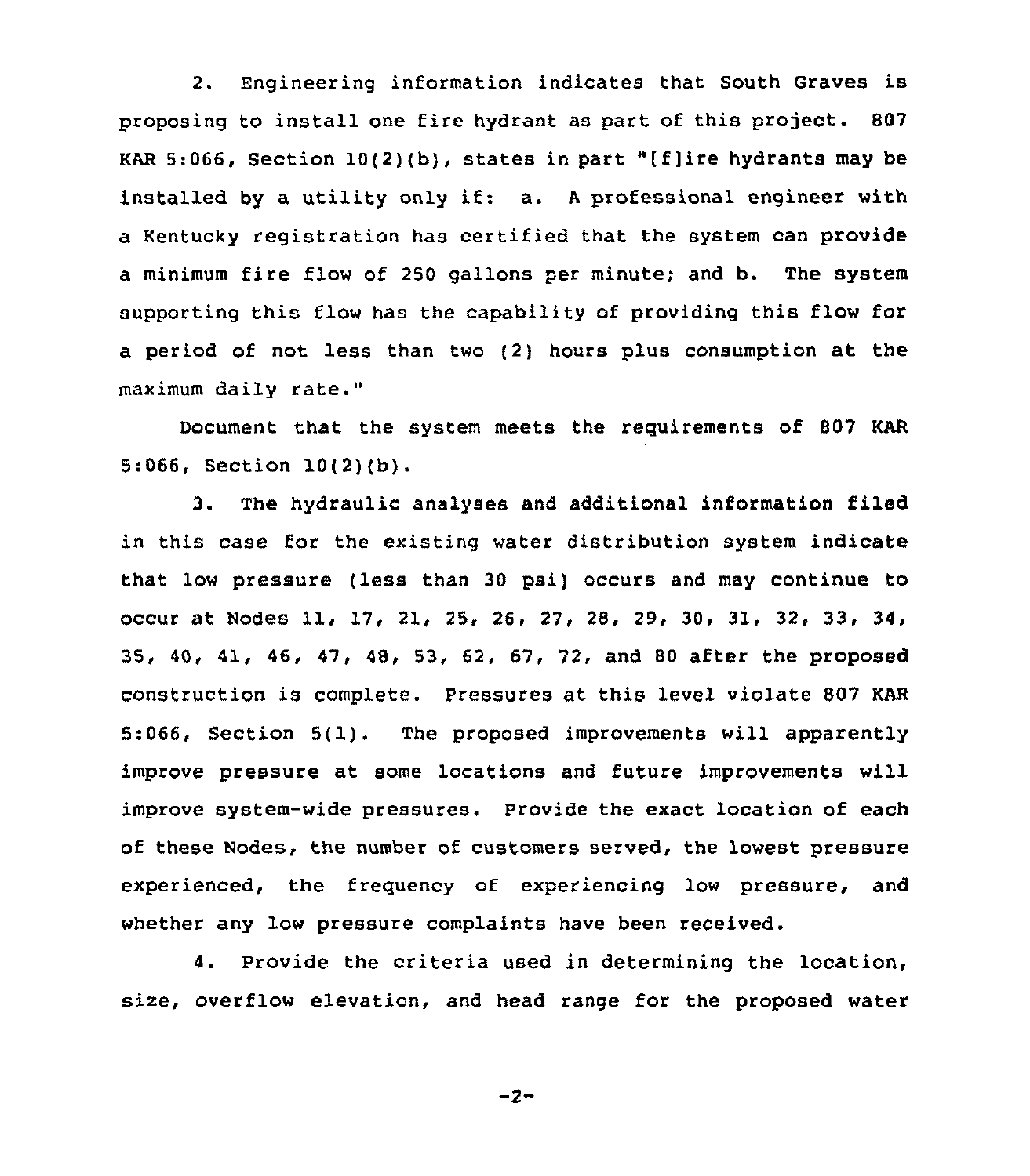2. Engineering information indicates that South Graves is proposing to install one fire hydrant as part of this project. 807 KAR 5:066, Section 10(2)(b), states in part "[f]ire hydrants may be installed by a utility only if: a. A professional engineer with a Kentucky registration has certified that the system can provide a minimum fire flow of 250 gallons per minute; and b. The system supporting this flow has the capability of providing this flow for a period of not less than two (2) hours plus consumption at the maximum daily rate."

Document that the system meets the requirements of 807 KAR 5:066, Section 10(2)(b).

3. The hydraulic analyses and additional information filed in this case for the existing water distribution system indicate that low pressure (less than 30 psi) occurs and may continue to occur at Nodes 11, 17, 21, 25, 26, 27, 28, 29, 30, 31, 32, 33, 34, 35, 40, 41, 46, 47, 48, 53, 62, 67, 72, and 80 after the proposed construction is complete. Pressures at this level violate 807 KAR 5:066, Section 5(1). The proposed improvements will apparently improve pressure at some locations and future improvements will improve system-wide pressures. Provide the exact location of each of these Nodes, the number of customers served, the lowest pressure experienced, the frequency of experiencing low pressure, and whether any low pressure complaints have been received.

4. Provide the criteria used in determining the location, size, overflow elevation, and head range for the proposed water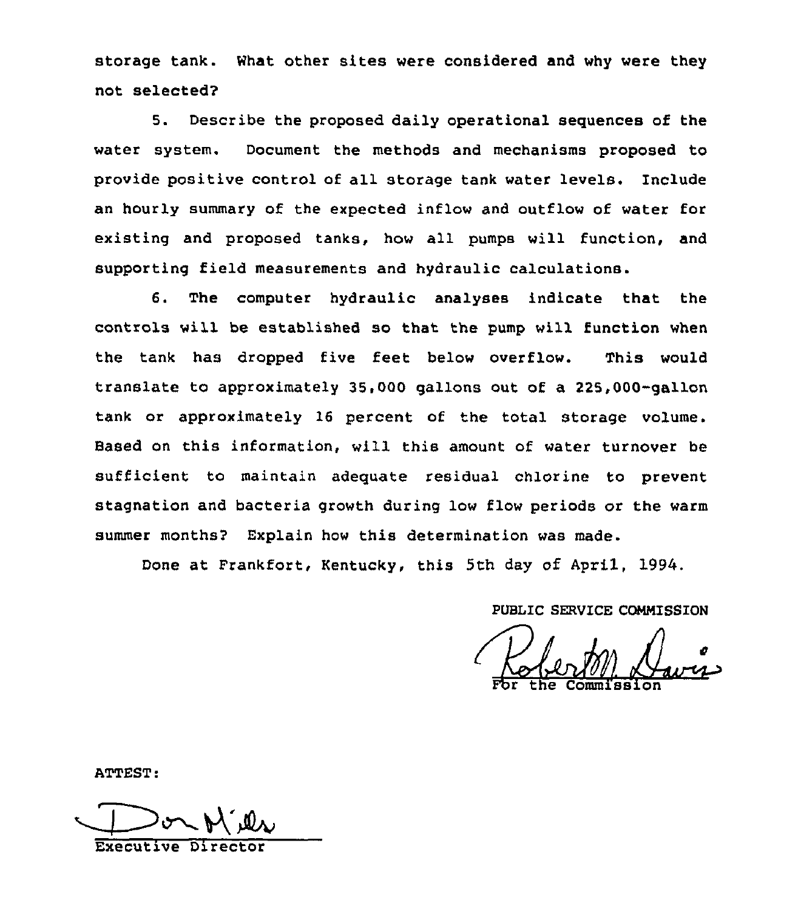storage tank. What other sites were considered and why were they not selected?

5. Describe the proposed daily operational sequences of the water system. Document the methods and mechanisms proposed to provide positive control of all storage tank water levels. Include an hourly summary of the expected inflow and outflow of water for existing and proposed tanks, how all pumps will function, and supporting field measurements and hydraulic calculations.

6. The computer hydraulic analyses indicate that the controls will be established so that the pump will function when the tank has dropped five feet below overflow. This would translate to approximately 35,000 gallons out of a 225,000-gallon tank or approximately 16 percent of the total storage volume. Based on this information, will this amount of water turnover be sufficient to maintain adequate residual chlorine to prevent stagnation and bacteria growth during low flow periods or the warm summer months? Explain how this determination was made.

Done at Frankfort, Kentucky, this 5th day of April, 1994.

PUBLIC SERVICE COMMISSION

For the Commission

ATTEST:

Executive Director